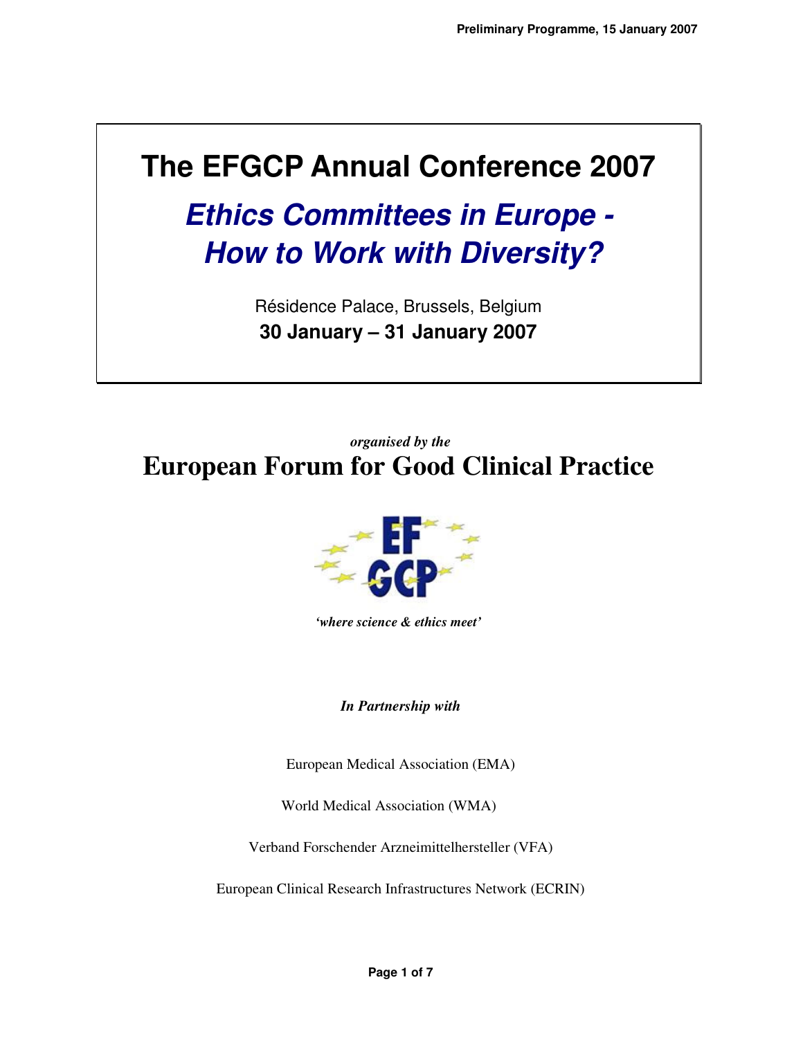Preliminary Programme, 15 January 2007

# The EFGCP Annual Conference 2007

## *Ethics Committees in Europe - How to Work with Diversity?*

Résidence Palace, Brussels, Belgium

**30 January – 31 January 2007**

*organised by the*

## European Forum for Good Clinical Practice

***'where science & ethics meet'***

***In Partnership with***

European Medical Association (EMA)

World Medical Association (WMA)

Verband Forschender Arzneimittelhersteller (VFA)

European Clinical Research Infrastructures Network (ECRIN)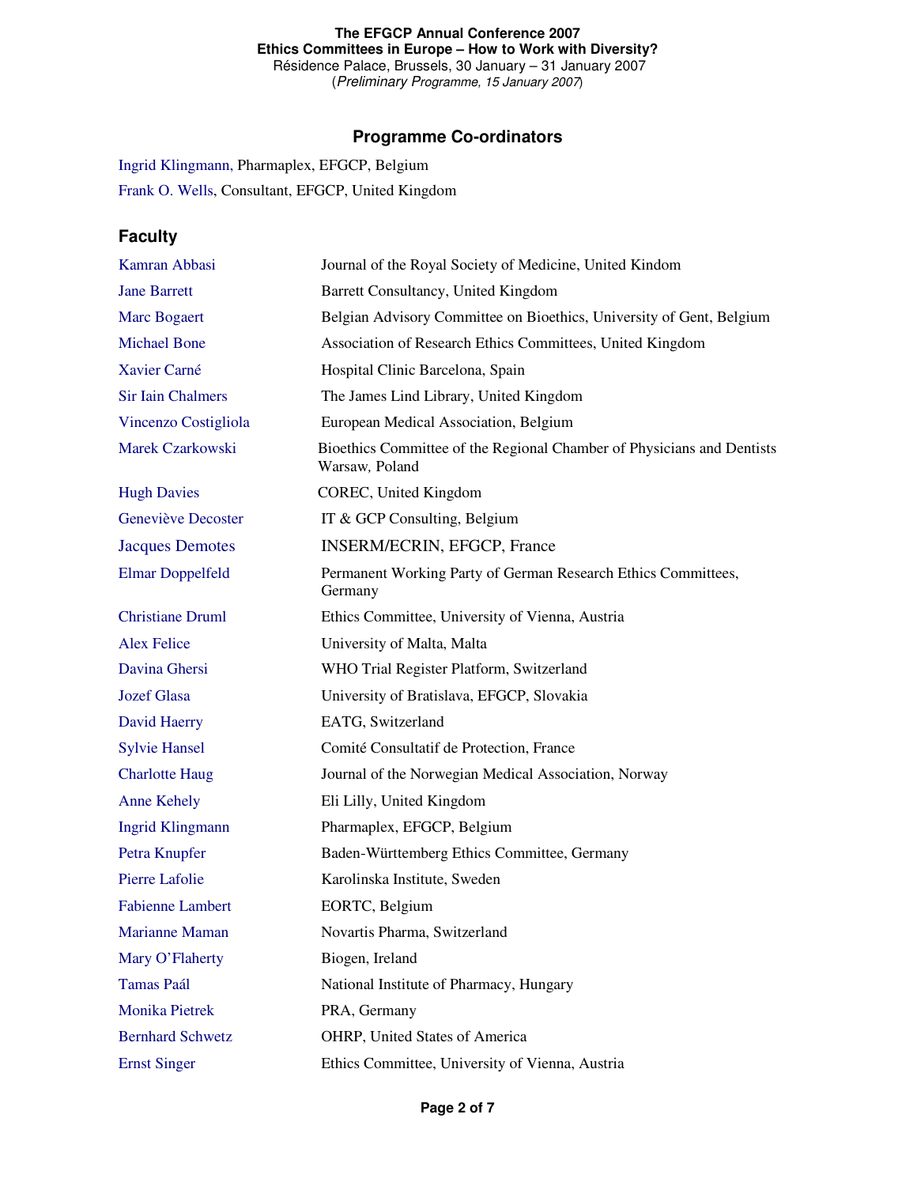## Programme Co-ordinators

Ingrid Klingmann, Pharmaplex, EFGCP, Belgium

Frank O. Wells, Consultant, EFGCP, United Kingdom

### Faculty

| | |
|---|---|
| Kamran Abbasi | Journal of the Royal Society of Medicine, United Kindom |
| Jane Barrett | Barrett Consultancy, United Kingdom |
| Marc Bogaert | Belgian Advisory Committee on Bioethics, University of Gent, Belgium |
| Michael Bone | Association of Research Ethics Committees, United Kingdom |
| Xavier Carné | Hospital Clinic Barcelona, Spain |
| Sir Iain Chalmers | The James Lind Library, United Kingdom |
| Vincenzo Costigliola | European Medical Association, Belgium |
| Marek Czarkowski | Bioethics Committee of the Regional Chamber of Physicians and Dentists Warsaw, Poland |
| Hugh Davies | COREC, United Kingdom |
| Geneviève Decoster | IT & GCP Consulting, Belgium |
| Jacques Demotes | INSERM/ECRIN, EFGCP, France |
| Elmar Doppelfeld | Permanent Working Party of German Research Ethics Committees, Germany |
| Christiane Druml | Ethics Committee, University of Vienna, Austria |
| Alex Felice | University of Malta, Malta |
| Davina Ghersi | WHO Trial Register Platform, Switzerland |
| Jozef Glasa | University of Bratislava, EFGCP, Slovakia |
| David Haerry | EATG, Switzerland |
| Sylvie Hansel | Comité Consultatif de Protection, France |
| Charlotte Haug | Journal of the Norwegian Medical Association, Norway |
| Anne Kehely | Eli Lilly, United Kingdom |
| Ingrid Klingmann | Pharmaplex, EFGCP, Belgium |
| Petra Knupfer | Baden-Württemberg Ethics Committee, Germany |
| Pierre Lafolie | Karolinska Institute, Sweden |
| Fabienne Lambert | EORTC, Belgium |
| Marianne Maman | Novartis Pharma, Switzerland |
| Mary O'Flaherty | Biogen, Ireland |
| Tamas Paál | National Institute of Pharmacy, Hungary |
| Monika Pietrek | PRA, Germany |
| Bernhard Schwetz | OHRP, United States of America |
| Ernst Singer | Ethics Committee, University of Vienna, Austria |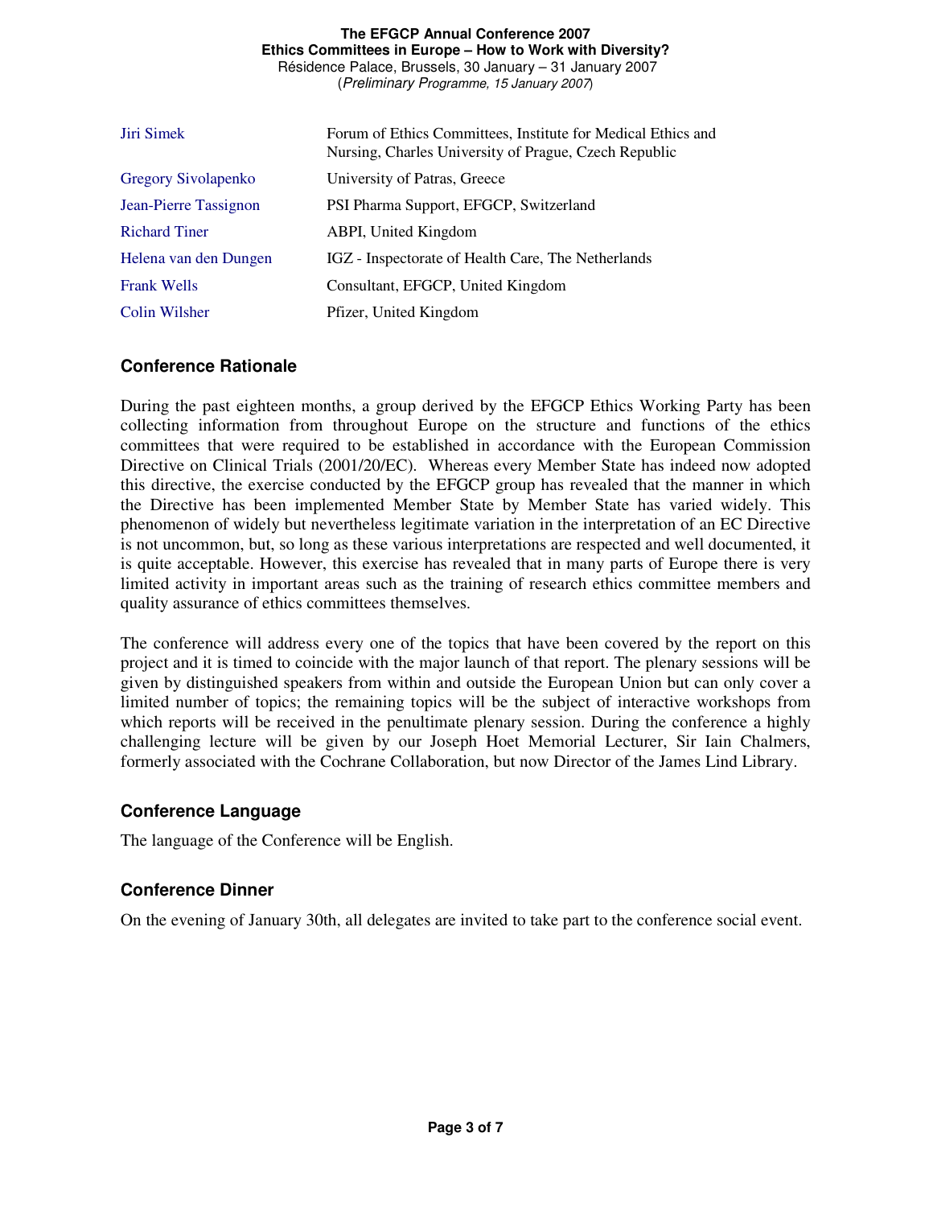| | |
|---|---|
| Jiri Simek | Forum of Ethics Committees, Institute for Medical Ethics and Nursing, Charles University of Prague, Czech Republic |
| Gregory Sivolapenko | University of Patras, Greece |
| Jean-Pierre Tassignon | PSI Pharma Support, EFGCP, Switzerland |
| Richard Tiner | ABPI, United Kingdom |
| Helena van den Dungen | IGZ - Inspectorate of Health Care, The Netherlands |
| Frank Wells | Consultant, EFGCP, United Kingdom |
| Colin Wilsher | Pfizer, United Kingdom |

## Conference Rationale

During the past eighteen months, a group derived by the EFGCP Ethics Working Party has been collecting information from throughout Europe on the structure and functions of the ethics committees that were required to be established in accordance with the European Commission Directive on Clinical Trials (2001/20/EC). Whereas every Member State has indeed now adopted this directive, the exercise conducted by the EFGCP group has revealed that the manner in which the Directive has been implemented Member State by Member State has varied widely. This phenomenon of widely but nevertheless legitimate variation in the interpretation of an EC Directive is not uncommon, but, so long as these various interpretations are respected and well documented, it is quite acceptable. However, this exercise has revealed that in many parts of Europe there is very limited activity in important areas such as the training of research ethics committee members and quality assurance of ethics committees themselves.

The conference will address every one of the topics that have been covered by the report on this project and it is timed to coincide with the major launch of that report. The plenary sessions will be given by distinguished speakers from within and outside the European Union but can only cover a limited number of topics; the remaining topics will be the subject of interactive workshops from which reports will be received in the penultimate plenary session. During the conference a highly challenging lecture will be given by our Joseph Hoet Memorial Lecturer, Sir Iain Chalmers, formerly associated with the Cochrane Collaboration, but now Director of the James Lind Library.

## Conference Language

The language of the Conference will be English.

## Conference Dinner

On the evening of January 30th, all delegates are invited to take part to the conference social event.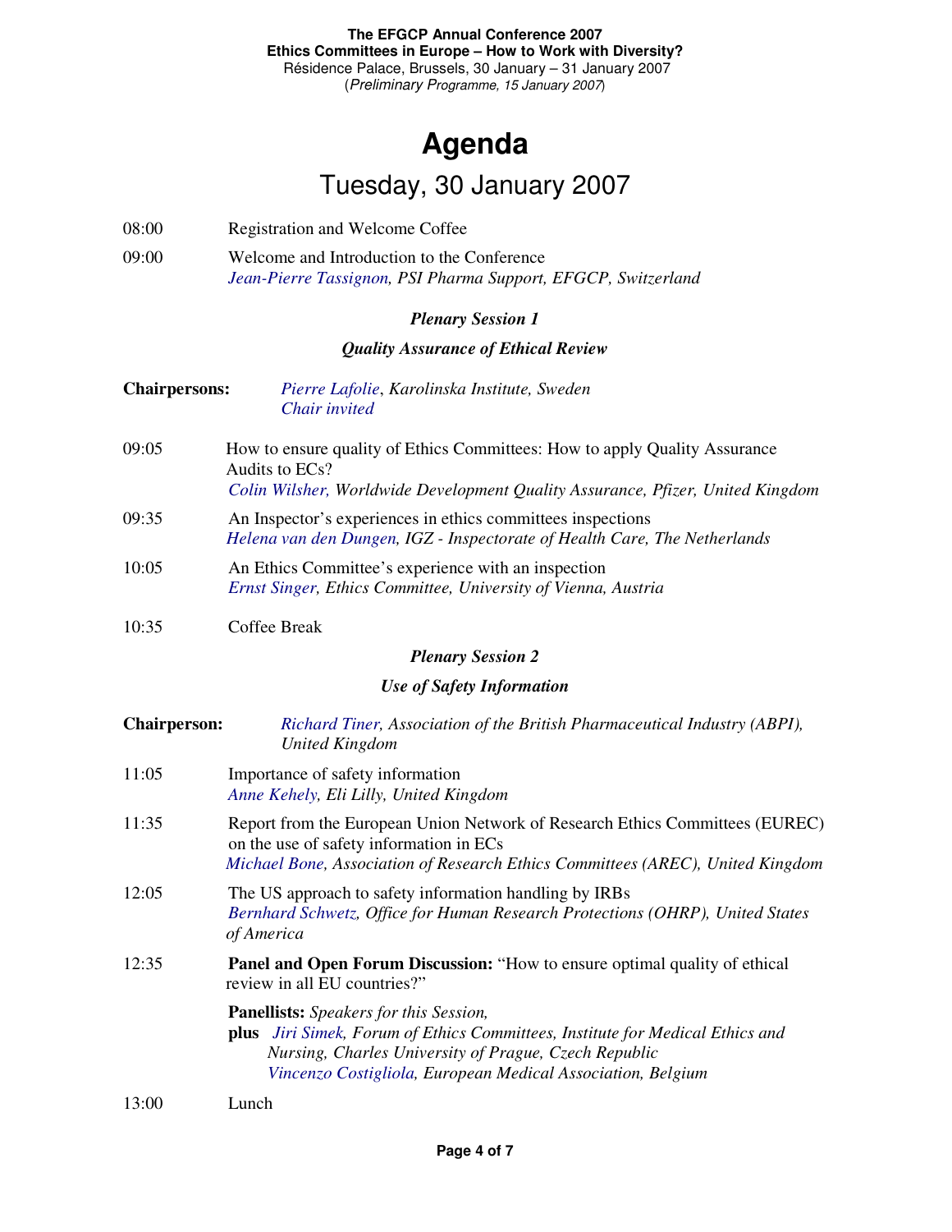**The EFGCP Annual Conference 2007**
**Ethics Committees in Europe – How to Work with Diversity?**
Résidence Palace, Brussels, 30 January – 31 January 2007
(*Preliminary Programme, 15 January 2007*)

# Agenda

## Tuesday, 30 January 2007

08:00 Registration and Welcome Coffee

09:00 Welcome and Introduction to the Conference
*Jean-Pierre Tassignon, PSI Pharma Support, EFGCP, Switzerland*

### *Plenary Session 1*

### *Quality Assurance of Ethical Review*

**Chairpersons:** *Pierre Lafolie, Karolinska Institute, Sweden*
*Chair invited*

09:05 How to ensure quality of Ethics Committees: How to apply Quality Assurance Audits to ECs?
*Colin Wilsher, Worldwide Development Quality Assurance, Pfizer, United Kingdom*

09:35 An Inspector's experiences in ethics committees inspections
*Helena van den Dungen, IGZ - Inspectorate of Health Care, The Netherlands*

10:05 An Ethics Committee's experience with an inspection
*Ernst Singer, Ethics Committee, University of Vienna, Austria*

10:35 Coffee Break

### *Plenary Session 2*

### *Use of Safety Information*

**Chairperson:** *Richard Tiner, Association of the British Pharmaceutical Industry (ABPI), United Kingdom*

11:05 Importance of safety information
*Anne Kehely, Eli Lilly, United Kingdom*

11:35 Report from the European Union Network of Research Ethics Committees (EUREC) on the use of safety information in ECs
*Michael Bone, Association of Research Ethics Committees (AREC), United Kingdom*

12:05 The US approach to safety information handling by IRBs
*Bernhard Schwetz, Office for Human Research Protections (OHRP), United States of America*

12:35 **Panel and Open Forum Discussion:** "How to ensure optimal quality of ethical review in all EU countries?"

**Panellists:** *Speakers for this Session,*
**plus** *Jiri Simek, Forum of Ethics Committees, Institute for Medical Ethics and Nursing, Charles University of Prague, Czech Republic*
*Vincenzo Costigliola, European Medical Association, Belgium*

13:00 Lunch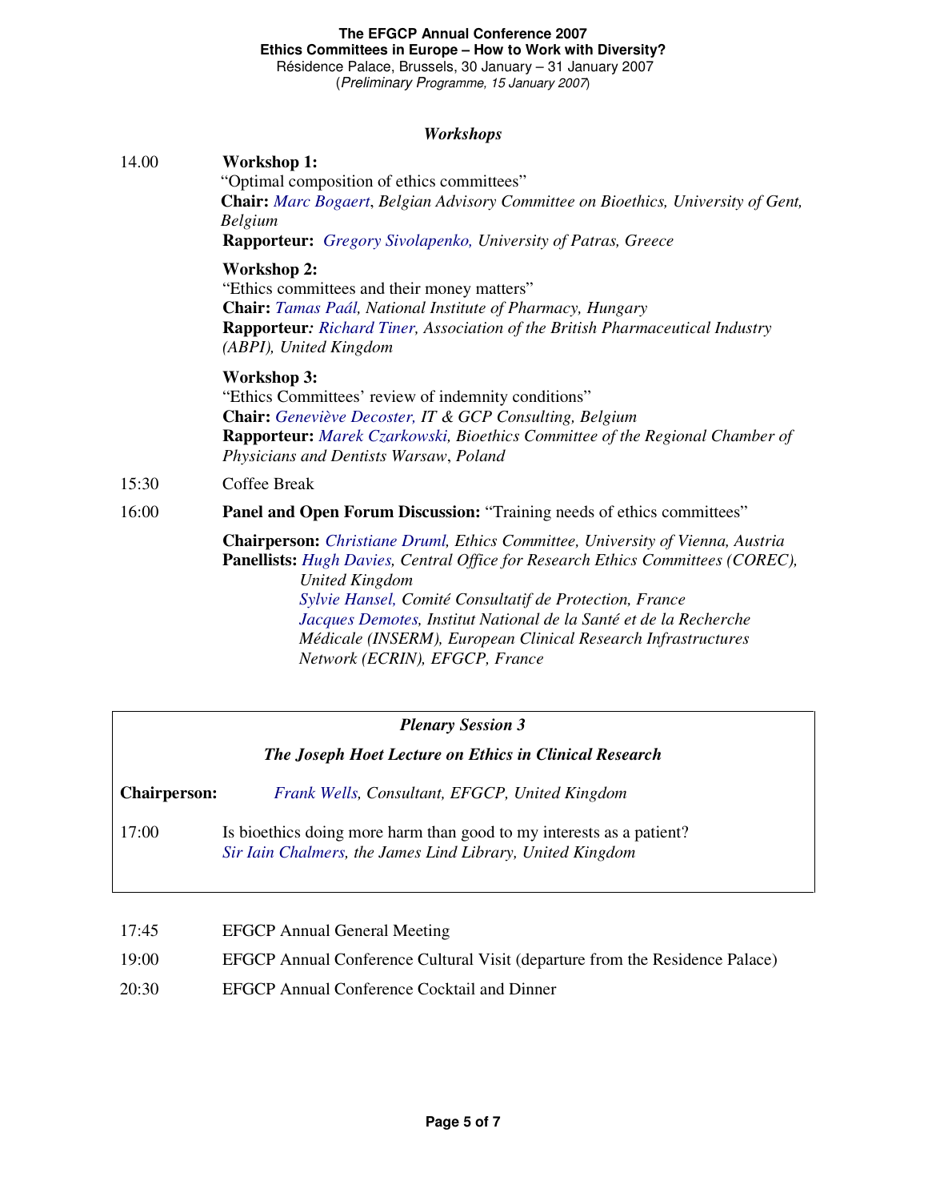### *Workshops*

14.00 **Workshop 1:**
"Optimal composition of ethics committees"
**Chair:** *Marc Bogaert, Belgian Advisory Committee on Bioethics, University of Gent, Belgium*
**Rapporteur:** *Gregory Sivolapenko, University of Patras, Greece*

**Workshop 2:**
"Ethics committees and their money matters"
**Chair:** *Tamas Paál, National Institute of Pharmacy, Hungary*
**Rapporteur:** *Richard Tiner, Association of the British Pharmaceutical Industry (ABPI), United Kingdom*

**Workshop 3:**
"Ethics Committees' review of indemnity conditions"
**Chair:** *Geneviève Decoster, IT & GCP Consulting, Belgium*
**Rapporteur:** *Marek Czarkowski, Bioethics Committee of the Regional Chamber of Physicians and Dentists Warsaw, Poland*

15:30 Coffee Break

16:00 **Panel and Open Forum Discussion:** "Training needs of ethics committees"

**Chairperson:** *Christiane Druml, Ethics Committee, University of Vienna, Austria*
**Panellists:** *Hugh Davies, Central Office for Research Ethics Committees (COREC), United Kingdom*
*Sylvie Hansel, Comité Consultatif de Protection, France*
*Jacques Demotes, Institut National de la Santé et de la Recherche Médicale (INSERM), European Clinical Research Infrastructures Network (ECRIN), EFGCP, France*

### *Plenary Session 3*

#### *The Joseph Hoet Lecture on Ethics in Clinical Research*

**Chairperson:** *Frank Wells, Consultant, EFGCP, United Kingdom*

17:00 Is bioethics doing more harm than good to my interests as a patient?
*Sir Iain Chalmers, the James Lind Library, United Kingdom*

17:45 EFGCP Annual General Meeting

19:00 EFGCP Annual Conference Cultural Visit (departure from the Residence Palace)

20:30 EFGCP Annual Conference Cocktail and Dinner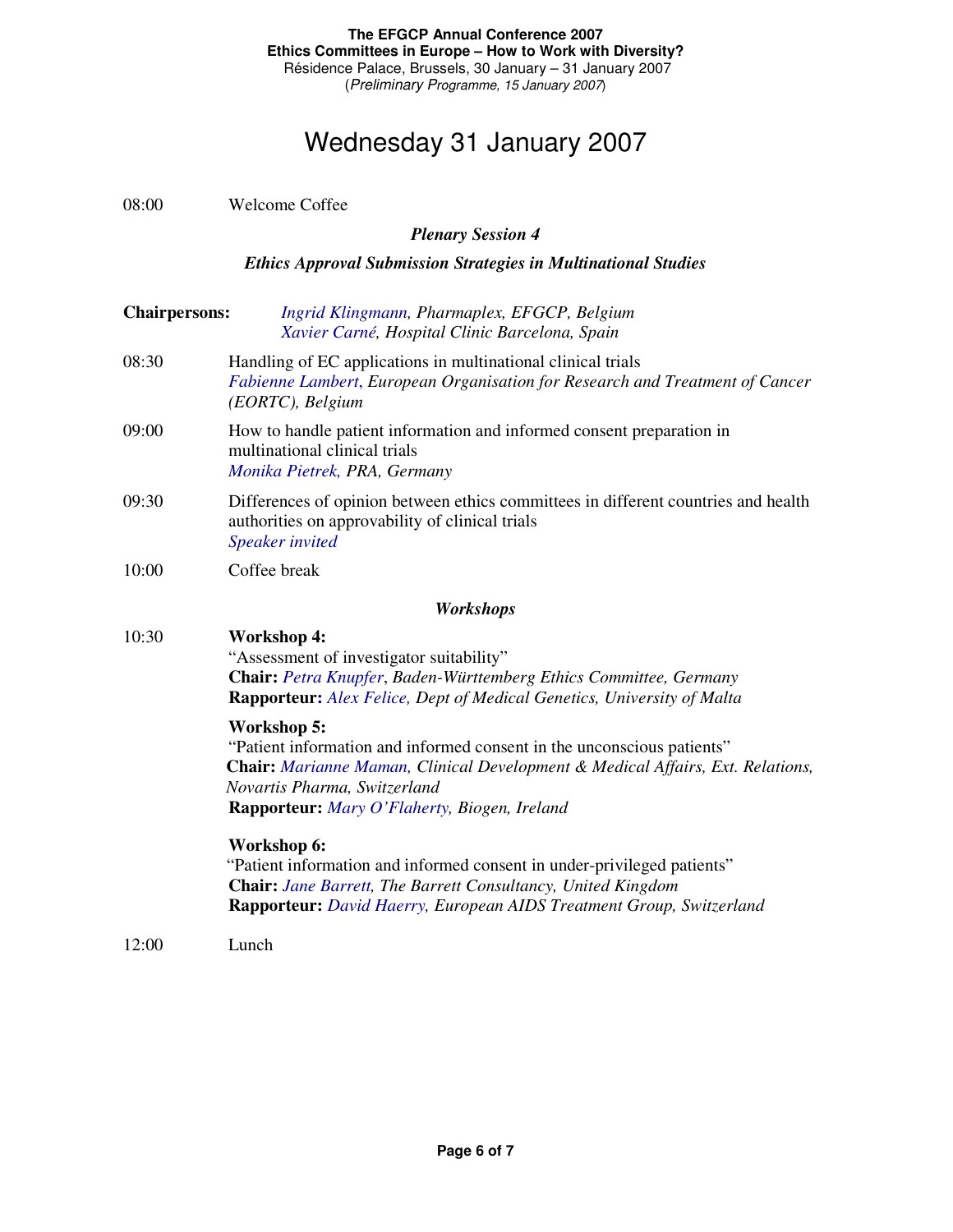# Wednesday 31 January 2007

08:00 Welcome Coffee

***Plenary Session 4***

***Ethics Approval Submission Strategies in Multinational Studies***

**Chairpersons:** *Ingrid Klingmann, Pharmaplex, EFGCP, Belgium*
*Xavier Carné, Hospital Clinic Barcelona, Spain*

08:30 Handling of EC applications in multinational clinical trials
*Fabienne Lambert, European Organisation for Research and Treatment of Cancer (EORTC), Belgium*

09:00 How to handle patient information and informed consent preparation in multinational clinical trials
*Monika Pietrek, PRA, Germany*

09:30 Differences of opinion between ethics committees in different countries and health authorities on approvability of clinical trials
*Speaker invited*

10:00 Coffee break

***Workshops***

10:30 **Workshop 4:**
"Assessment of investigator suitability"
**Chair:** *Petra Knupfer, Baden-Württemberg Ethics Committee, Germany*
**Rapporteur:** *Alex Felice, Dept of Medical Genetics, University of Malta*

**Workshop 5:**
"Patient information and informed consent in the unconscious patients"
**Chair:** *Marianne Maman, Clinical Development & Medical Affairs, Ext. Relations, Novartis Pharma, Switzerland*
**Rapporteur:** *Mary O'Flaherty, Biogen, Ireland*

**Workshop 6:**
"Patient information and informed consent in under-privileged patients"
**Chair:** *Jane Barrett, The Barrett Consultancy, United Kingdom*
**Rapporteur:** *David Haerry, European AIDS Treatment Group, Switzerland*

12:00 Lunch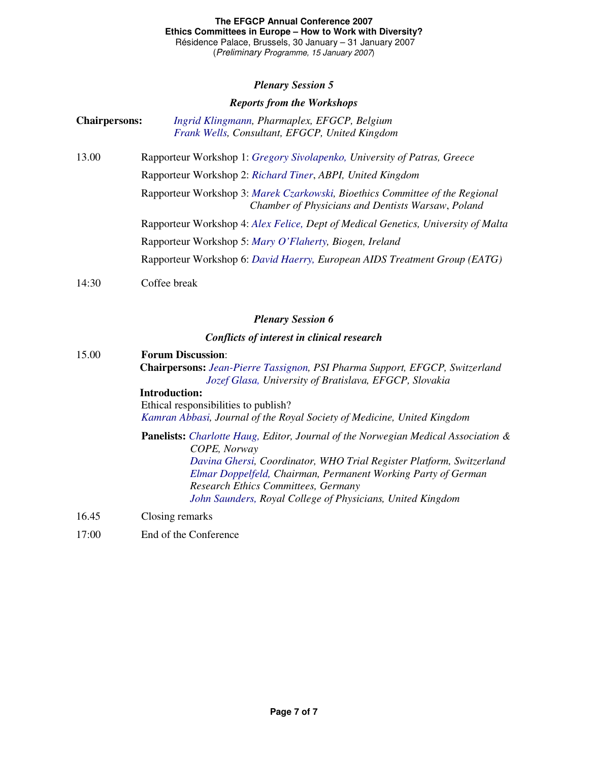**The EFGCP Annual Conference 2007**
**Ethics Committees in Europe – How to Work with Diversity?**
Résidence Palace, Brussels, 30 January – 31 January 2007
(*Preliminary Programme, 15 January 2007*)

## *Plenary Session 5*

### *Reports from the Workshops*

**Chairpersons:** *Ingrid Klingmann, Pharmaplex, EFGCP, Belgium*
*Frank Wells, Consultant, EFGCP, United Kingdom*

13.00 Rapporteur Workshop 1: *Gregory Sivolapenko, University of Patras, Greece*

Rapporteur Workshop 2: *Richard Tiner, ABPI, United Kingdom*

Rapporteur Workshop 3: *Marek Czarkowski, Bioethics Committee of the Regional Chamber of Physicians and Dentists Warsaw, Poland*

Rapporteur Workshop 4: *Alex Felice, Dept of Medical Genetics, University of Malta*

Rapporteur Workshop 5: *Mary O'Flaherty, Biogen, Ireland*

Rapporteur Workshop 6: *David Haerry, European AIDS Treatment Group (EATG)*

14:30 Coffee break

## *Plenary Session 6*

### *Conflicts of interest in clinical research*

15.00 **Forum Discussion**:

**Chairpersons:** *Jean-Pierre Tassignon, PSI Pharma Support, EFGCP, Switzerland*
*Jozef Glasa, University of Bratislava, EFGCP, Slovakia*

**Introduction:**
Ethical responsibilities to publish?
*Kamran Abbasi, Journal of the Royal Society of Medicine, United Kingdom*

**Panelists:** *Charlotte Haug, Editor, Journal of the Norwegian Medical Association & COPE, Norway*
*Davina Ghersi, Coordinator, WHO Trial Register Platform, Switzerland*
*Elmar Doppelfeld, Chairman, Permanent Working Party of German Research Ethics Committees, Germany*
*John Saunders, Royal College of Physicians, United Kingdom*

16.45 Closing remarks

17:00 End of the Conference